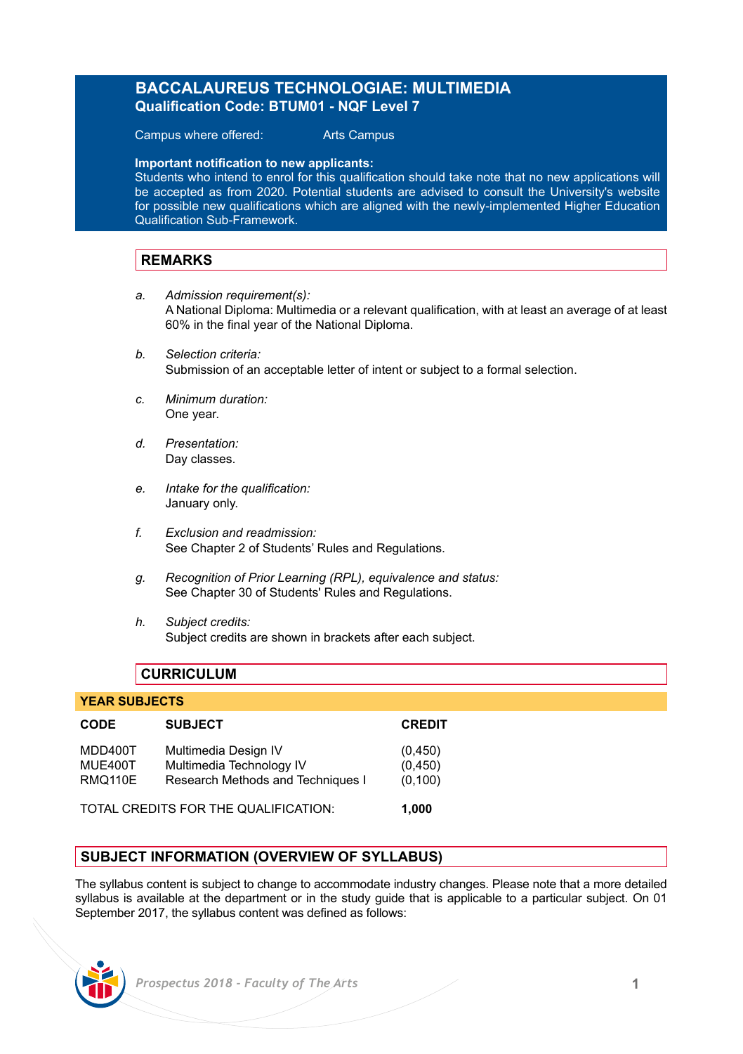# BACCALAUREUS TECHNOLOGIAE: MULTIMEDIA
**Qualification Code: BTUM01 - NQF Level 7**

Campus where offered: Arts Campus

**Important notification to new applicants:**
Students who intend to enrol for this qualification should take note that no new applications will be accepted as from 2020. Potential students are advised to consult the University's website for possible new qualifications which are aligned with the newly-implemented Higher Education Qualification Sub-Framework.

## REMARKS

a. *Admission requirement(s):*
A National Diploma: Multimedia or a relevant qualification, with at least an average of at least 60% in the final year of the National Diploma.

b. *Selection criteria:*
Submission of an acceptable letter of intent or subject to a formal selection.

c. *Minimum duration:*
One year.

d. *Presentation:*
Day classes.

e. *Intake for the qualification:*
January only.

f. *Exclusion and readmission:*
See Chapter 2 of Students' Rules and Regulations.

g. *Recognition of Prior Learning (RPL), equivalence and status:*
See Chapter 30 of Students' Rules and Regulations.

h. *Subject credits:*
Subject credits are shown in brackets after each subject.

## CURRICULUM

### YEAR SUBJECTS

| CODE | SUBJECT | CREDIT |
|---|---|---|
| MDD400T | Multimedia Design IV | (0,450) |
| MUE400T | Multimedia Technology IV | (0,450) |
| RMQ110E | Research Methods and Techniques I | (0,100) |
| TOTAL CREDITS FOR THE QUALIFICATION: | | **1,000** |

## SUBJECT INFORMATION (OVERVIEW OF SYLLABUS)

The syllabus content is subject to change to accommodate industry changes. Please note that a more detailed syllabus is available at the department or in the study guide that is applicable to a particular subject. On 01 September 2017, the syllabus content was defined as follows: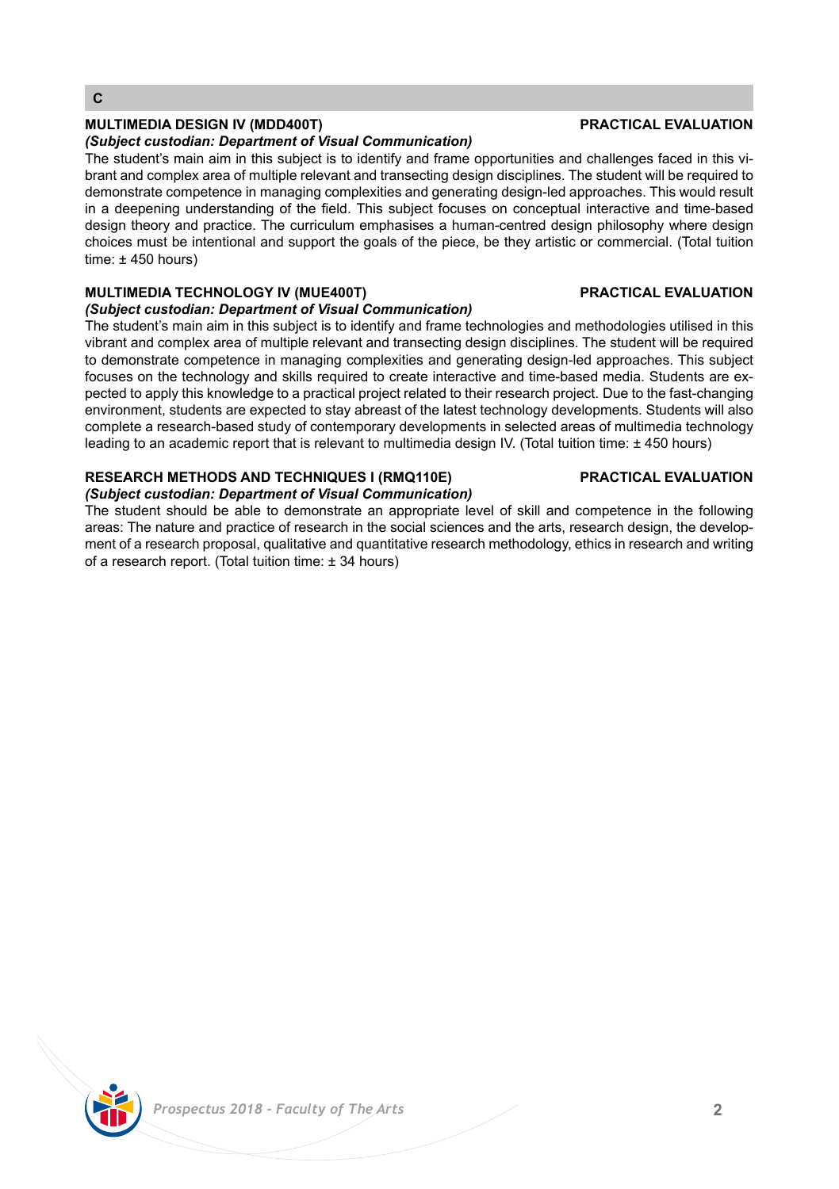## C

**MULTIMEDIA DESIGN IV (MDD400T)** **PRACTICAL EVALUATION**

***(Subject custodian: Department of Visual Communication)***

The student's main aim in this subject is to identify and frame opportunities and challenges faced in this vibrant and complex area of multiple relevant and transecting design disciplines. The student will be required to demonstrate competence in managing complexities and generating design-led approaches. This would result in a deepening understanding of the field. This subject focuses on conceptual interactive and time-based design theory and practice. The curriculum emphasises a human-centred design philosophy where design choices must be intentional and support the goals of the piece, be they artistic or commercial. (Total tuition time: ± 450 hours)

**MULTIMEDIA TECHNOLOGY IV (MUE400T)** **PRACTICAL EVALUATION**

***(Subject custodian: Department of Visual Communication)***

The student's main aim in this subject is to identify and frame technologies and methodologies utilised in this vibrant and complex area of multiple relevant and transecting design disciplines. The student will be required to demonstrate competence in managing complexities and generating design-led approaches. This subject focuses on the technology and skills required to create interactive and time-based media. Students are expected to apply this knowledge to a practical project related to their research project. Due to the fast-changing environment, students are expected to stay abreast of the latest technology developments. Students will also complete a research-based study of contemporary developments in selected areas of multimedia technology leading to an academic report that is relevant to multimedia design IV. (Total tuition time: ± 450 hours)

**RESEARCH METHODS AND TECHNIQUES I (RMQ110E)** **PRACTICAL EVALUATION**

***(Subject custodian: Department of Visual Communication)***

The student should be able to demonstrate an appropriate level of skill and competence in the following areas: The nature and practice of research in the social sciences and the arts, research design, the development of a research proposal, qualitative and quantitative research methodology, ethics in research and writing of a research report. (Total tuition time: ± 34 hours)